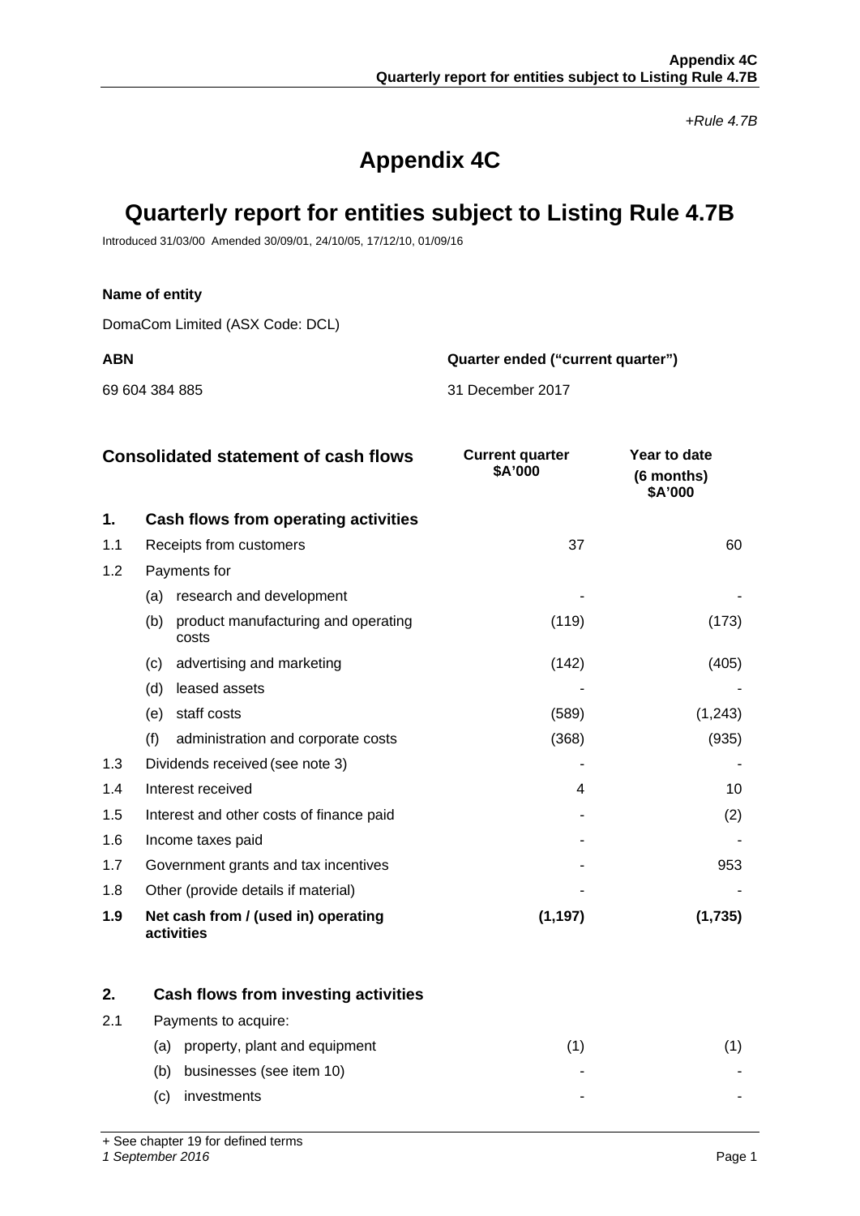*+Rule 4.7B*

# Appendix 4C

# Quarterly report for entities subject to Listing Rule 4.7B

Introduced 31/03/00 Amended 30/09/01, 24/10/05, 17/12/10, 01/09/16

**Name of entity**

DomaCom Limited (ASX Code: DCL)

| **ABN** | **Quarter ended ("current quarter")** |
|---|---|
| 69 604 384 885 | 31 December 2017 |

| | **Consolidated statement of cash flows** | **Current quarter \$A'000** | **Year to date (6 months) \$A'000** |
|---|---|---|---|
| **1.** | **Cash flows from operating activities** | | |
| 1.1 | Receipts from customers | 37 | 60 |
| 1.2 | Payments for | | |
| | (a) research and development | - | - |
| | (b) product manufacturing and operating costs | (119) | (173) |
| | (c) advertising and marketing | (142) | (405) |
| | (d) leased assets | - | - |
| | (e) staff costs | (589) | (1,243) |
| | (f) administration and corporate costs | (368) | (935) |
| 1.3 | Dividends received (see note 3) | - | - |
| 1.4 | Interest received | 4 | 10 |
| 1.5 | Interest and other costs of finance paid | - | (2) |
| 1.6 | Income taxes paid | - | - |
| 1.7 | Government grants and tax incentives | - | 953 |
| 1.8 | Other (provide details if material) | - | - |
| **1.9** | **Net cash from / (used in) operating activities** | **(1,197)** | **(1,735)** |
| | | | |
| **2.** | **Cash flows from investing activities** | | |
| 2.1 | Payments to acquire: | | |
| | (a) property, plant and equipment | (1) | (1) |
| | (b) businesses (see item 10) | - | - |
| | (c) investments | - | - |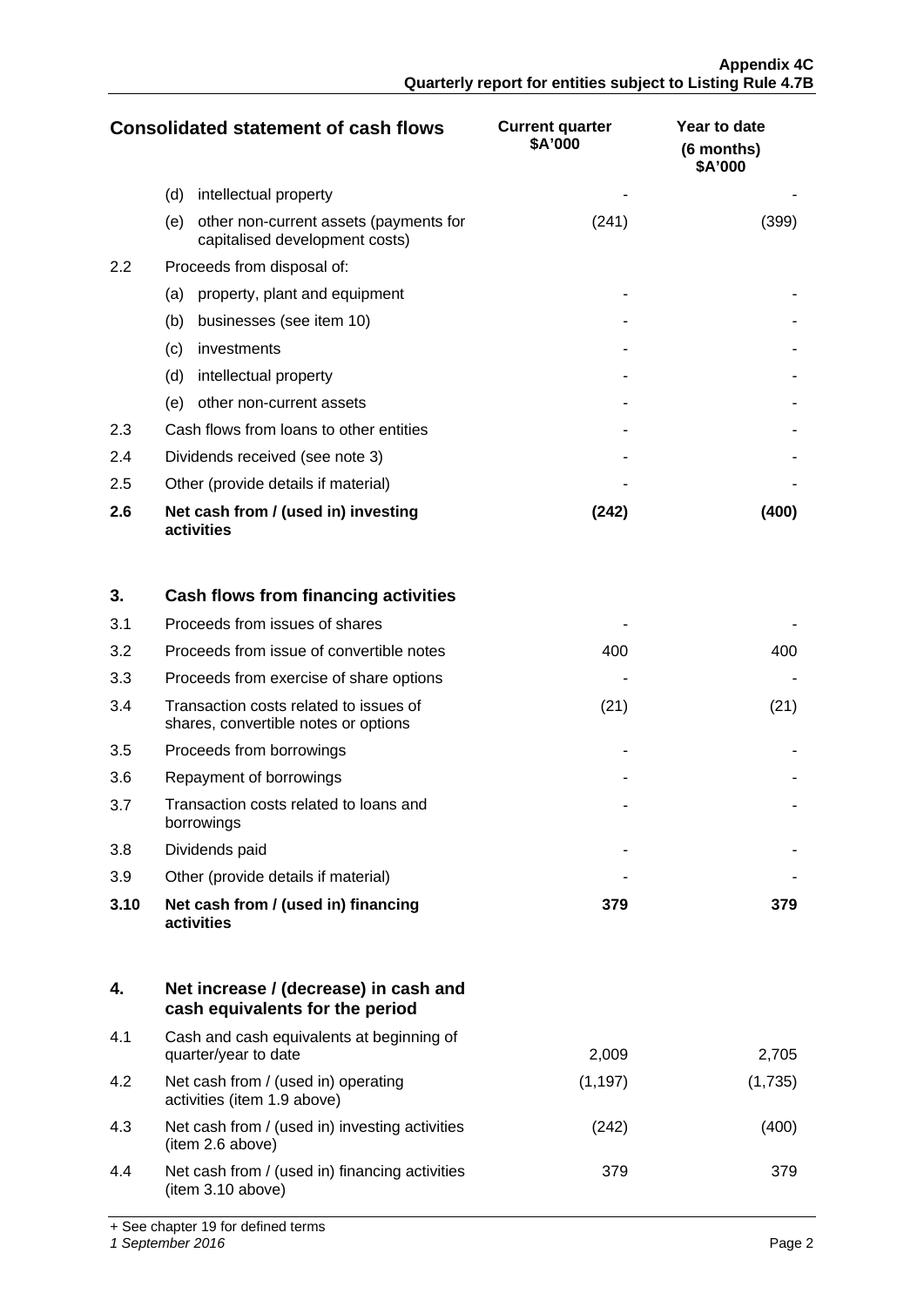| Consolidated statement of cash flows | | Current quarter $A'000 | Year to date (6 months) $A'000 |
|---|---|---|---|
| | (d) intellectual property | - | - |
| | (e) other non-current assets (payments for capitalised development costs) | (241) | (399) |
| 2.2 | Proceeds from disposal of: | | |
| | (a) property, plant and equipment | - | - |
| | (b) businesses (see item 10) | - | - |
| | (c) investments | - | - |
| | (d) intellectual property | - | - |
| | (e) other non-current assets | - | - |
| 2.3 | Cash flows from loans to other entities | - | - |
| 2.4 | Dividends received (see note 3) | - | - |
| 2.5 | Other (provide details if material) | - | - |
| **2.6** | **Net cash from / (used in) investing activities** | **(242)** | **(400)** |
| | | | |
| **3.** | **Cash flows from financing activities** | | |
| 3.1 | Proceeds from issues of shares | - | - |
| 3.2 | Proceeds from issue of convertible notes | 400 | 400 |
| 3.3 | Proceeds from exercise of share options | - | - |
| 3.4 | Transaction costs related to issues of shares, convertible notes or options | (21) | (21) |
| 3.5 | Proceeds from borrowings | - | - |
| 3.6 | Repayment of borrowings | - | - |
| 3.7 | Transaction costs related to loans and borrowings | - | - |
| 3.8 | Dividends paid | - | - |
| 3.9 | Other (provide details if material) | - | - |
| **3.10** | **Net cash from / (used in) financing activities** | **379** | **379** |
| | | | |
| **4.** | **Net increase / (decrease) in cash and cash equivalents for the period** | | |
| 4.1 | Cash and cash equivalents at beginning of quarter/year to date | 2,009 | 2,705 |
| 4.2 | Net cash from / (used in) operating activities (item 1.9 above) | (1,197) | (1,735) |
| 4.3 | Net cash from / (used in) investing activities (item 2.6 above) | (242) | (400) |
| 4.4 | Net cash from / (used in) financing activities (item 3.10 above) | 379 | 379 |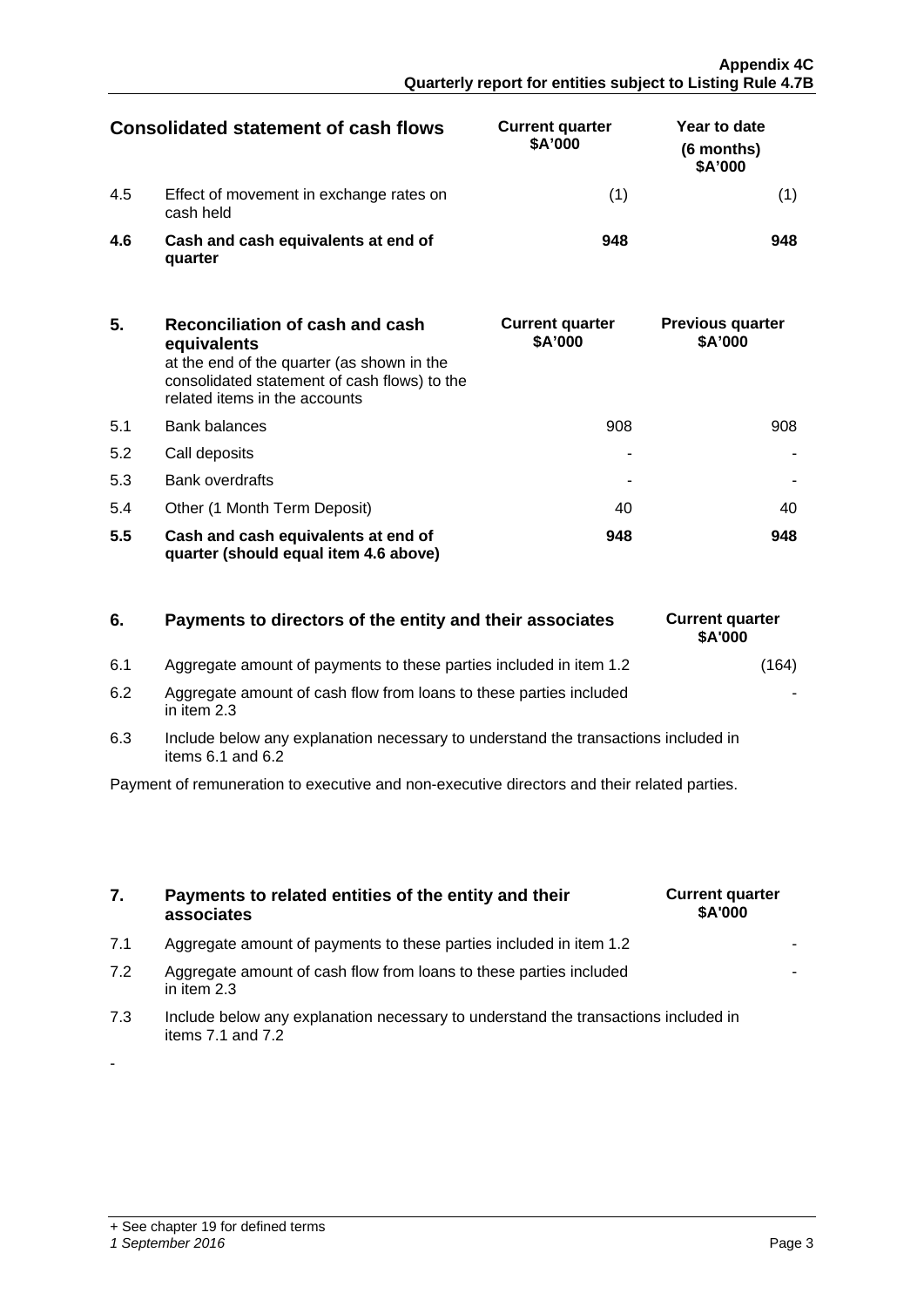| Consolidated statement of cash flows | | Current quarter $A'000 | Year to date (6 months) $A'000 |
|---|---|---|---|
| 4.5 | Effect of movement in exchange rates on cash held | (1) | (1) |
| **4.6** | **Cash and cash equivalents at end of quarter** | **948** | **948** |

| **5.** | **Reconciliation of cash and cash equivalents** at the end of the quarter (as shown in the consolidated statement of cash flows) to the related items in the accounts | **Current quarter $A'000** | **Previous quarter $A'000** |
|---|---|---|---|
| 5.1 | Bank balances | 908 | 908 |
| 5.2 | Call deposits | - | - |
| 5.3 | Bank overdrafts | - | - |
| 5.4 | Other (1 Month Term Deposit) | 40 | 40 |
| **5.5** | **Cash and cash equivalents at end of quarter (should equal item 4.6 above)** | **948** | **948** |

| **6.** | **Payments to directors of the entity and their associates** | **Current quarter $A'000** |
|---|---|---|
| 6.1 | Aggregate amount of payments to these parties included in item 1.2 | (164) |
| 6.2 | Aggregate amount of cash flow from loans to these parties included in item 2.3 | - |
| 6.3 | Include below any explanation necessary to understand the transactions included in items 6.1 and 6.2 | |

Payment of remuneration to executive and non-executive directors and their related parties.

| **7.** | **Payments to related entities of the entity and their associates** | **Current quarter $A'000** |
|---|---|---|
| 7.1 | Aggregate amount of payments to these parties included in item 1.2 | - |
| 7.2 | Aggregate amount of cash flow from loans to these parties included in item 2.3 | - |
| 7.3 | Include below any explanation necessary to understand the transactions included in items 7.1 and 7.2 | |

-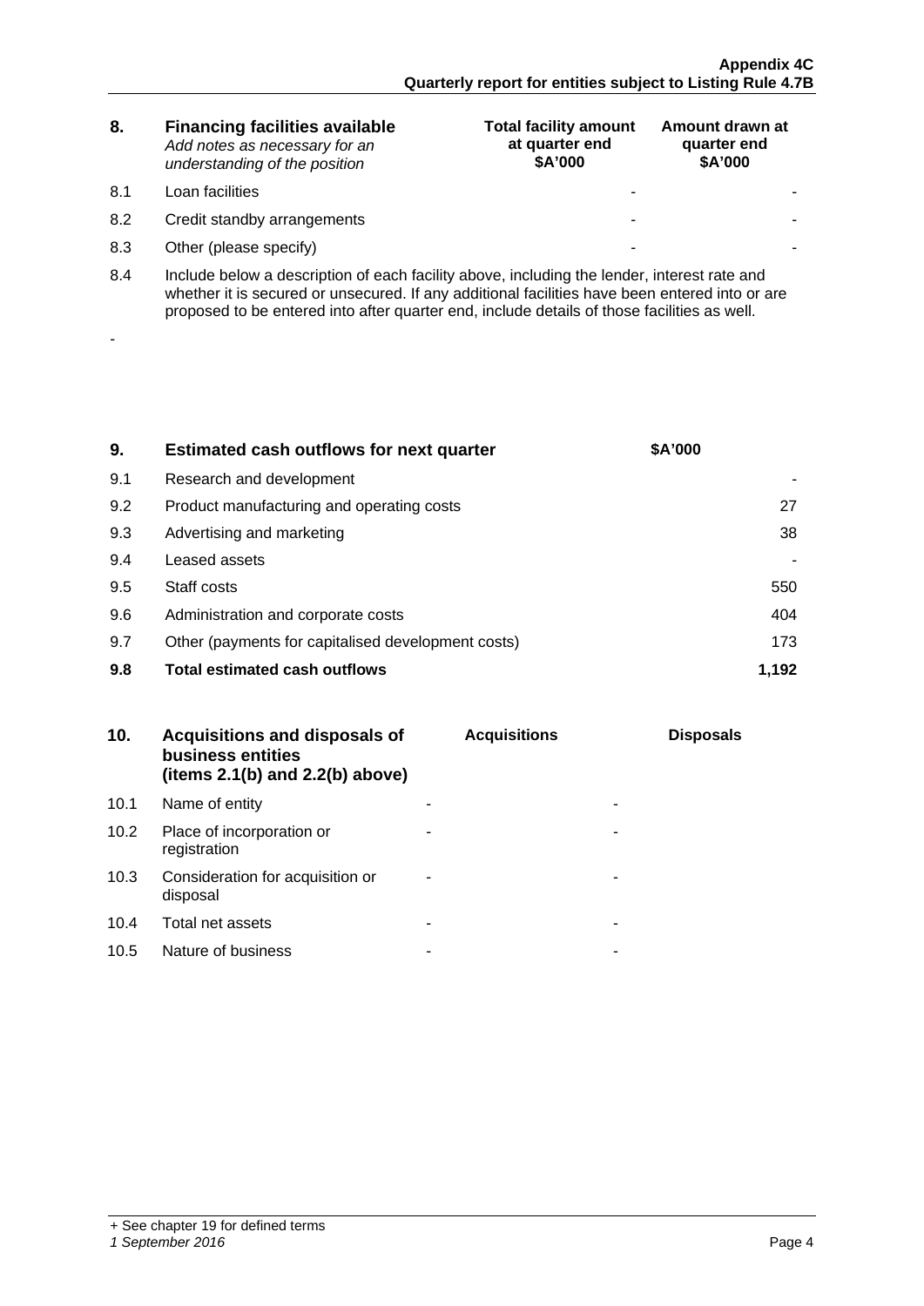| 8. | Financing facilities available<br>*Add notes as necessary for an understanding of the position* | Total facility amount at quarter end<br>$A'000 | Amount drawn at quarter end<br>$A'000 |
|---|---|---|---|
| 8.1 | Loan facilities | - | - |
| 8.2 | Credit standby arrangements | - | - |
| 8.3 | Other (please specify) | - | - |

8.4 Include below a description of each facility above, including the lender, interest rate and whether it is secured or unsecured. If any additional facilities have been entered into or are proposed to be entered into after quarter end, include details of those facilities as well.

-

| 9. | Estimated cash outflows for next quarter | $A'000 |
|---|---|---|
| 9.1 | Research and development | - |
| 9.2 | Product manufacturing and operating costs | 27 |
| 9.3 | Advertising and marketing | 38 |
| 9.4 | Leased assets | - |
| 9.5 | Staff costs | 550 |
| 9.6 | Administration and corporate costs | 404 |
| 9.7 | Other (payments for capitalised development costs) | 173 |
| **9.8** | **Total estimated cash outflows** | **1,192** |

| 10. | Acquisitions and disposals of business entities (items 2.1(b) and 2.2(b) above) | Acquisitions | Disposals |
|---|---|---|---|
| 10.1 | Name of entity | - | - |
| 10.2 | Place of incorporation or registration | - | - |
| 10.3 | Consideration for acquisition or disposal | - | - |
| 10.4 | Total net assets | - | - |
| 10.5 | Nature of business | - | - |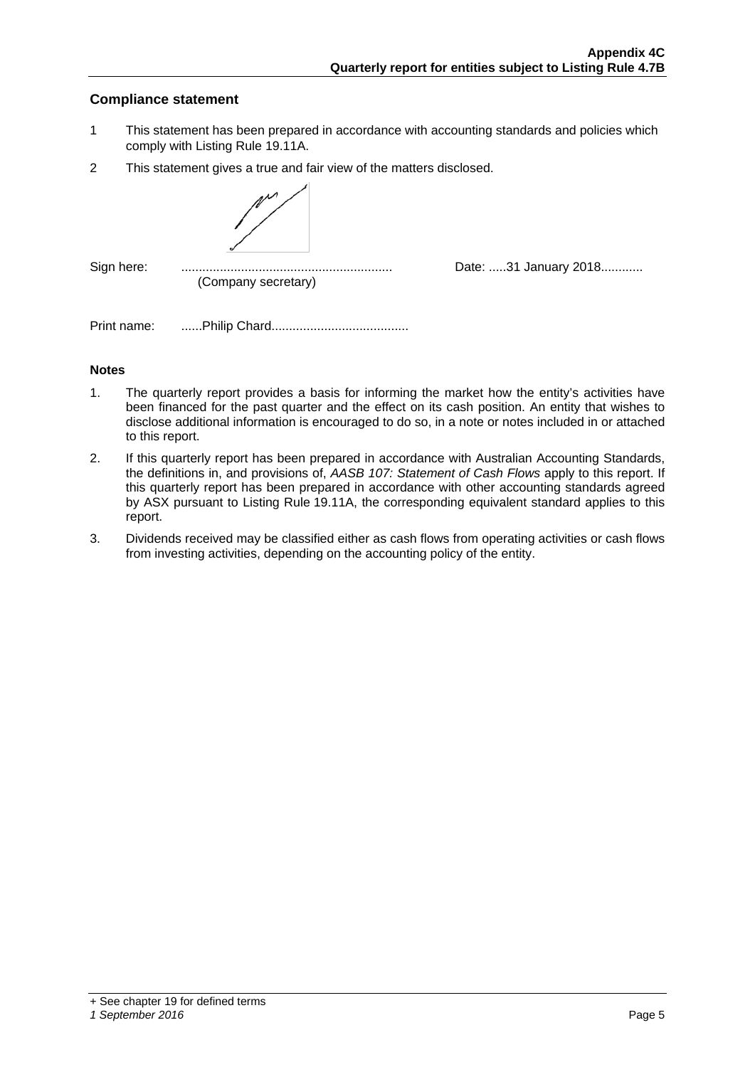## Compliance statement

1 This statement has been prepared in accordance with accounting standards and policies which comply with Listing Rule 19.11A.

2 This statement gives a true and fair view of the matters disclosed.

Sign here: ............................................................ Date: .....31 January 2018............
(Company secretary)

Print name: ......Philip Chard.......................................

**Notes**

1. The quarterly report provides a basis for informing the market how the entity's activities have been financed for the past quarter and the effect on its cash position. An entity that wishes to disclose additional information is encouraged to do so, in a note or notes included in or attached to this report.
2. If this quarterly report has been prepared in accordance with Australian Accounting Standards, the definitions in, and provisions of, *AASB 107: Statement of Cash Flows* apply to this report. If this quarterly report has been prepared in accordance with other accounting standards agreed by ASX pursuant to Listing Rule 19.11A, the corresponding equivalent standard applies to this report.
3. Dividends received may be classified either as cash flows from operating activities or cash flows from investing activities, depending on the accounting policy of the entity.

+ See chapter 19 for defined terms
*1 September 2016*